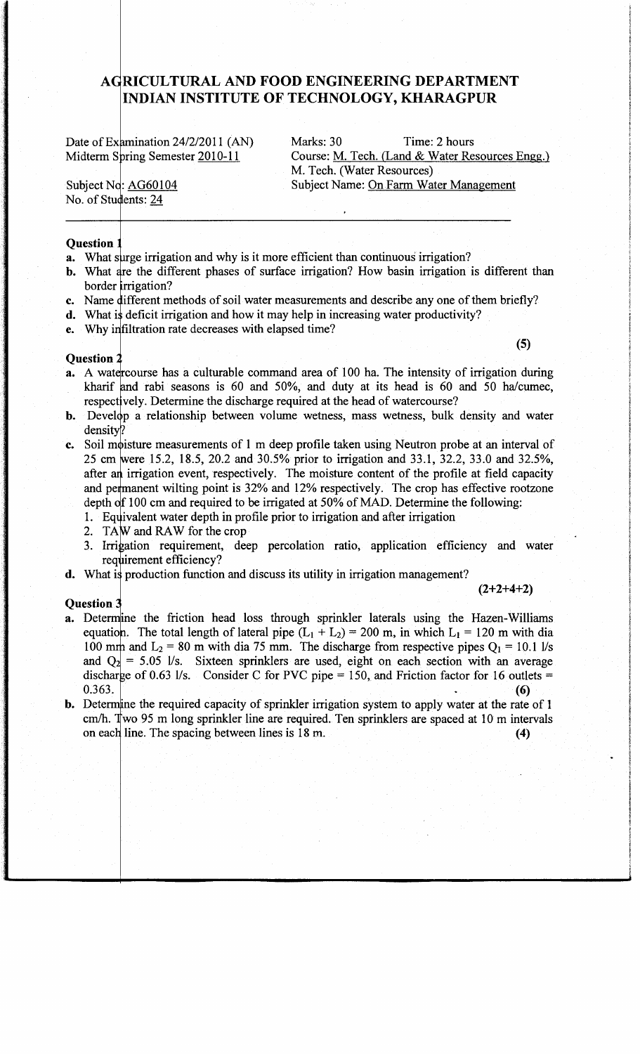# AGRICULTURAL AND FOOD ENGINEERING DEPARTMENT
# INDIAN INSTITUTE OF TECHNOLOGY, KHARAGPUR

Date of Examination 24/2/2011 (AN)
Midterm Spring Semester 2010-11

Marks: 30 Time: 2 hours
Course: M. Tech. (Land & Water Resources Engg.)
M. Tech. (Water Resources)

Subject No: AG60104
No. of Students: 24

Subject Name: On Farm Water Management

---

**Question 1**

**a.** What surge irrigation and why is it more efficient than continuous irrigation?

**b.** What are the different phases of surface irrigation? How basin irrigation is different than border irrigation?

**c.** Name different methods of soil water measurements and describe any one of them briefly?

**d.** What is deficit irrigation and how it may help in increasing water productivity?

**e.** Why infiltration rate decreases with elapsed time?

**(5)**

**Question 2**

**a.** A watercourse has a culturable command area of 100 ha. The intensity of irrigation during kharif and rabi seasons is 60 and 50%, and duty at its head is 60 and 50 ha/cumec, respectively. Determine the discharge required at the head of watercourse?

**b.** Develop a relationship between volume wetness, mass wetness, bulk density and water density?

**c.** Soil moisture measurements of 1 m deep profile taken using Neutron probe at an interval of 25 cm were 15.2, 18.5, 20.2 and 30.5% prior to irrigation and 33.1, 32.2, 33.0 and 32.5%, after an irrigation event, respectively. The moisture content of the profile at field capacity and permanent wilting point is 32% and 12% respectively. The crop has effective rootzone depth of 100 cm and required to be irrigated at 50% of MAD. Determine the following:

1. Equivalent water depth in profile prior to irrigation and after irrigation
2. TAW and RAW for the crop
3. Irrigation requirement, deep percolation ratio, application efficiency and water requirement efficiency?

**d.** What is production function and discuss its utility in irrigation management?

**(2+2+4+2)**

**Question 3**

**a.** Determine the friction head loss through sprinkler laterals using the Hazen-Williams equation. The total length of lateral pipe ($L_1 + L_2$) = 200 m, in which $L_1$ = 120 m with dia 100 mm and $L_2$ = 80 m with dia 75 mm. The discharge from respective pipes $Q_1$ = 10.1 l/s and $Q_2$ = 5.05 l/s. Sixteen sprinklers are used, eight on each section with an average discharge of 0.63 l/s. Consider C for PVC pipe = 150, and Friction factor for 16 outlets = 0.363. **(6)**

**b.** Determine the required capacity of sprinkler irrigation system to apply water at the rate of 1 cm/h. Two 95 m long sprinkler line are required. Ten sprinklers are spaced at 10 m intervals on each line. The spacing between lines is 18 m. **(4)**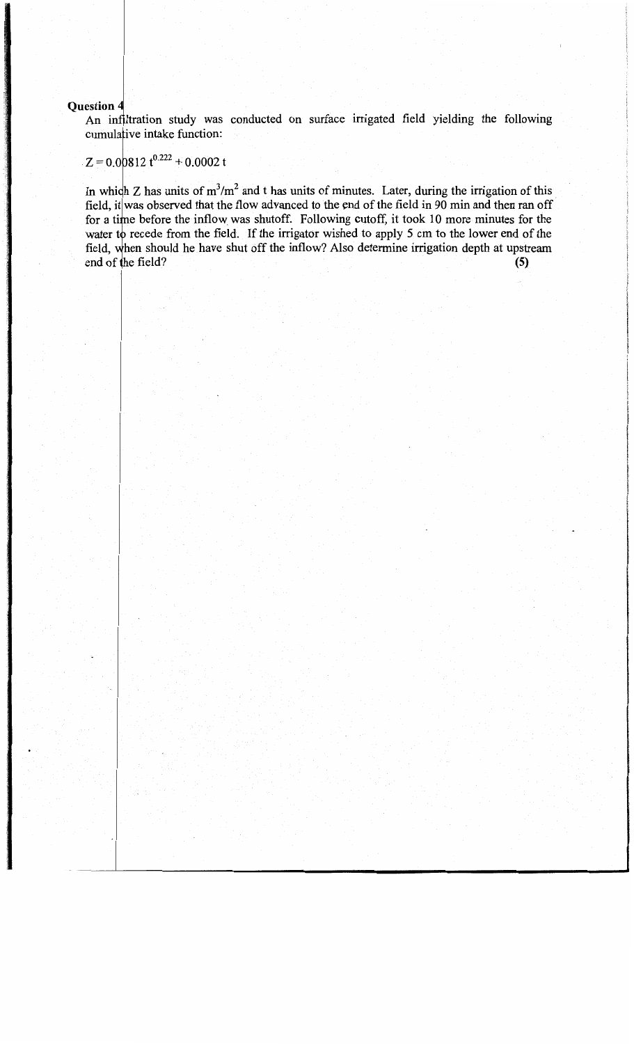**Question 4**

An infiltration study was conducted on surface irrigated field yielding the following cumulative intake function:

$$Z = 0.00812\, t^{0.222} + 0.0002\, t$$

In which Z has units of $m^3/m^2$ and t has units of minutes. Later, during the irrigation of this field, it was observed that the flow advanced to the end of the field in 90 min and then ran off for a time before the inflow was shutoff. Following cutoff, it took 10 more minutes for the water to recede from the field. If the irrigator wished to apply 5 cm to the lower end of the field, when should he have shut off the inflow? Also determine irrigation depth at upstream end of the field? **(5)**